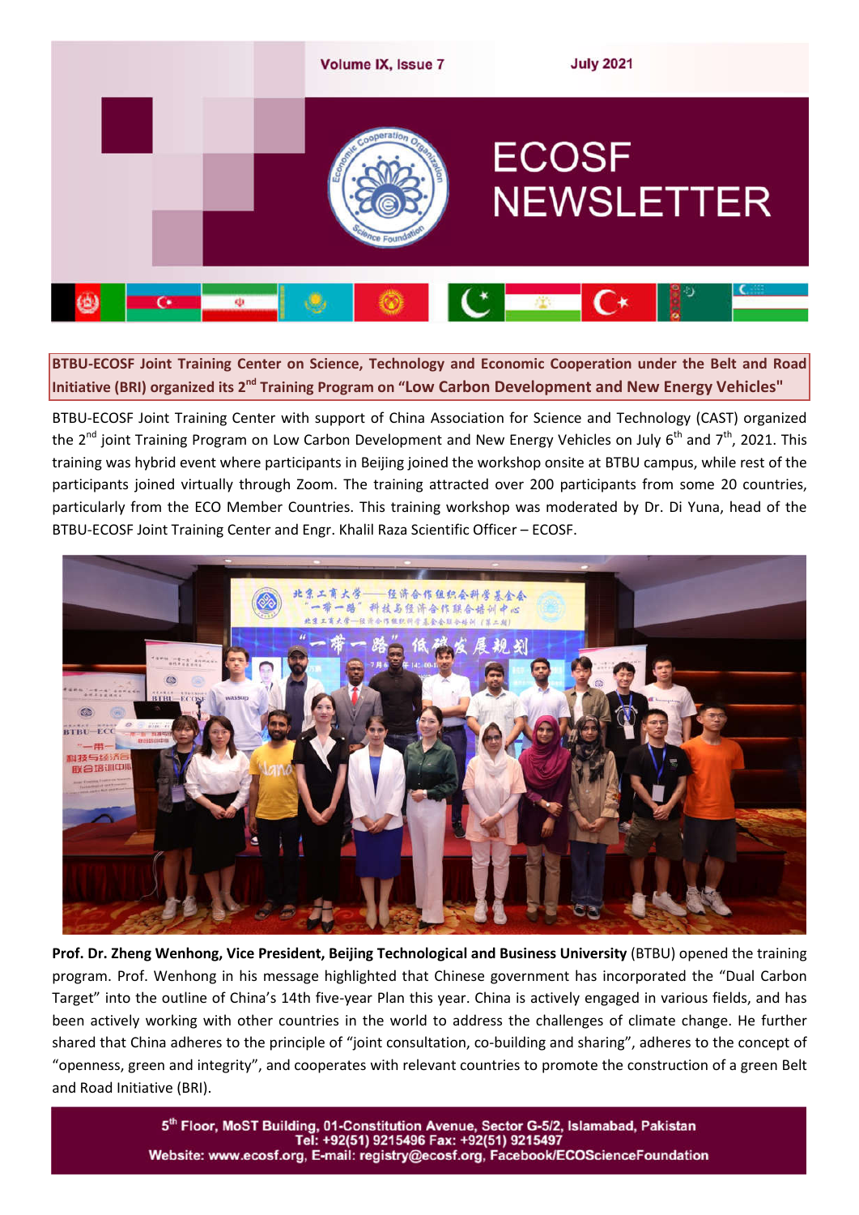# ECOSF NEWSLETTER

Volume IX, Issue 7 — July 2021

## BTBU-ECOSF Joint Training Center on Science, Technology and Economic Cooperation under the Belt and Road Initiative (BRI) organized its 2nd Training Program on "Low Carbon Development and New Energy Vehicles"

BTBU-ECOSF Joint Training Center with support of China Association for Science and Technology (CAST) organized the 2nd joint Training Program on Low Carbon Development and New Energy Vehicles on July 6th and 7th, 2021. This training was hybrid event where participants in Beijing joined the workshop onsite at BTBU campus, while rest of the participants joined virtually through Zoom. The training attracted over 200 participants from some 20 countries, particularly from the ECO Member Countries. This training workshop was moderated by Dr. Di Yuna, head of the BTBU-ECOSF Joint Training Center and Engr. Khalil Raza Scientific Officer – ECOSF.

**Prof. Dr. Zheng Wenhong, Vice President, Beijing Technological and Business University** (BTBU) opened the training program. Prof. Wenhong in his message highlighted that Chinese government has incorporated the "Dual Carbon Target" into the outline of China's 14th five-year Plan this year. China is actively engaged in various fields, and has been actively working with other countries in the world to address the challenges of climate change. He further shared that China adheres to the principle of "joint consultation, co-building and sharing", adheres to the concept of "openness, green and integrity", and cooperates with relevant countries to promote the construction of a green Belt and Road Initiative (BRI).

5th Floor, MoST Building, 01-Constitution Avenue, Sector G-5/2, Islamabad, Pakistan
Tel: +92(51) 9215496 Fax: +92(51) 9215497
Website: www.ecosf.org, E-mail: registry@ecosf.org, Facebook/ECOScienceFoundation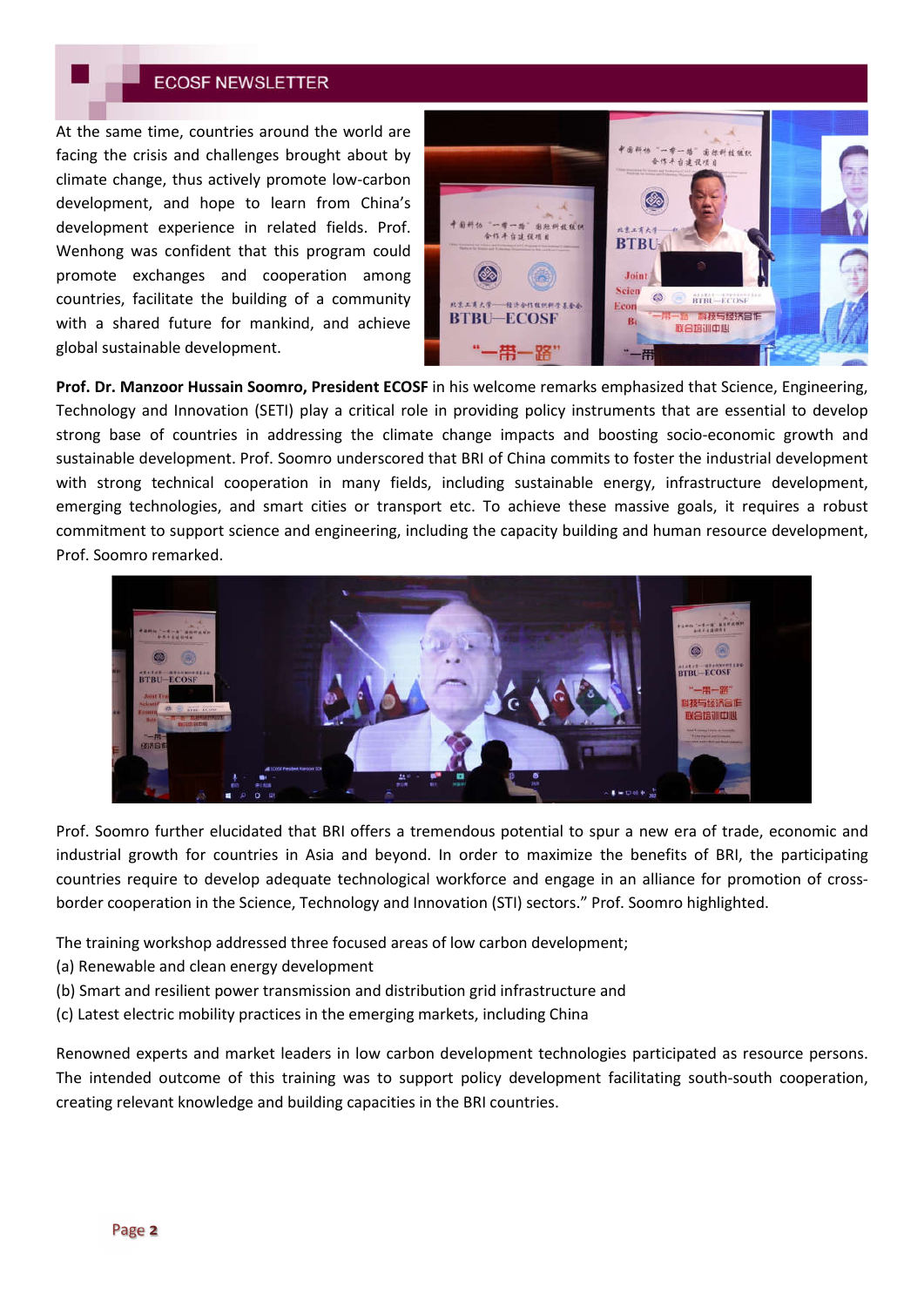At the same time, countries around the world are facing the crisis and challenges brought about by climate change, thus actively promote low-carbon development, and hope to learn from China's development experience in related fields. Prof. Wenhong was confident that this program could promote exchanges and cooperation among countries, facilitate the building of a community with a shared future for mankind, and achieve global sustainable development.

**Prof. Dr. Manzoor Hussain Soomro, President ECOSF** in his welcome remarks emphasized that Science, Engineering, Technology and Innovation (SETI) play a critical role in providing policy instruments that are essential to develop strong base of countries in addressing the climate change impacts and boosting socio-economic growth and sustainable development. Prof. Soomro underscored that BRI of China commits to foster the industrial development with strong technical cooperation in many fields, including sustainable energy, infrastructure development, emerging technologies, and smart cities or transport etc. To achieve these massive goals, it requires a robust commitment to support science and engineering, including the capacity building and human resource development, Prof. Soomro remarked.

Prof. Soomro further elucidated that BRI offers a tremendous potential to spur a new era of trade, economic and industrial growth for countries in Asia and beyond. In order to maximize the benefits of BRI, the participating countries require to develop adequate technological workforce and engage in an alliance for promotion of cross-border cooperation in the Science, Technology and Innovation (STI) sectors." Prof. Soomro highlighted.

The training workshop addressed three focused areas of low carbon development;
(a) Renewable and clean energy development
(b) Smart and resilient power transmission and distribution grid infrastructure and
(c) Latest electric mobility practices in the emerging markets, including China

Renowned experts and market leaders in low carbon development technologies participated as resource persons. The intended outcome of this training was to support policy development facilitating south-south cooperation, creating relevant knowledge and building capacities in the BRI countries.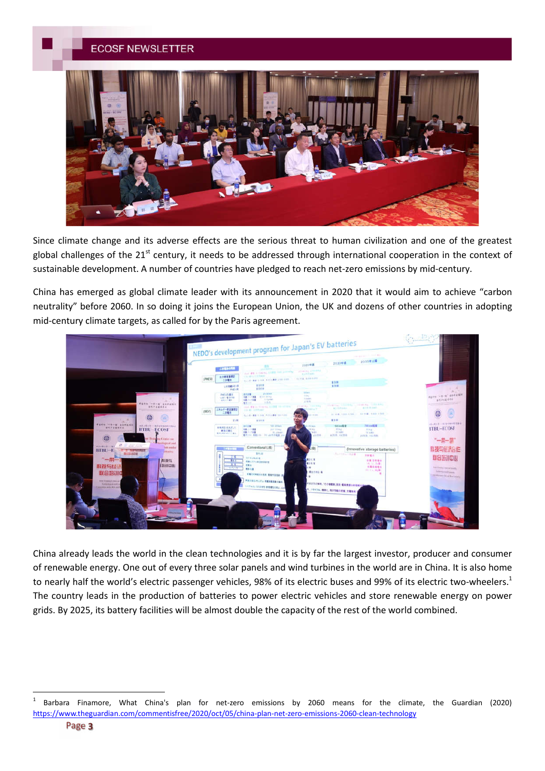Since climate change and its adverse effects are the serious threat to human civilization and one of the greatest global challenges of the 21st century, it needs to be addressed through international cooperation in the context of sustainable development. A number of countries have pledged to reach net-zero emissions by mid-century.

China has emerged as global climate leader with its announcement in 2020 that it would aim to achieve "carbon neutrality" before 2060. In so doing it joins the European Union, the UK and dozens of other countries in adopting mid-century climate targets, as called for by the Paris agreement.

China already leads the world in the clean technologies and it is by far the largest investor, producer and consumer of renewable energy. One out of every three solar panels and wind turbines in the world are in China. It is also home to nearly half the world's electric passenger vehicles, 98% of its electric buses and 99% of its electric two-wheelers.[1] The country leads in the production of batteries to power electric vehicles and store renewable energy on power grids. By 2025, its battery facilities will be almost double the capacity of the rest of the world combined.

---

[1] Barbara Finamore, What China's plan for net-zero emissions by 2060 means for the climate, the Guardian (2020) https://www.theguardian.com/commentisfree/2020/oct/05/china-plan-net-zero-emissions-2060-clean-technology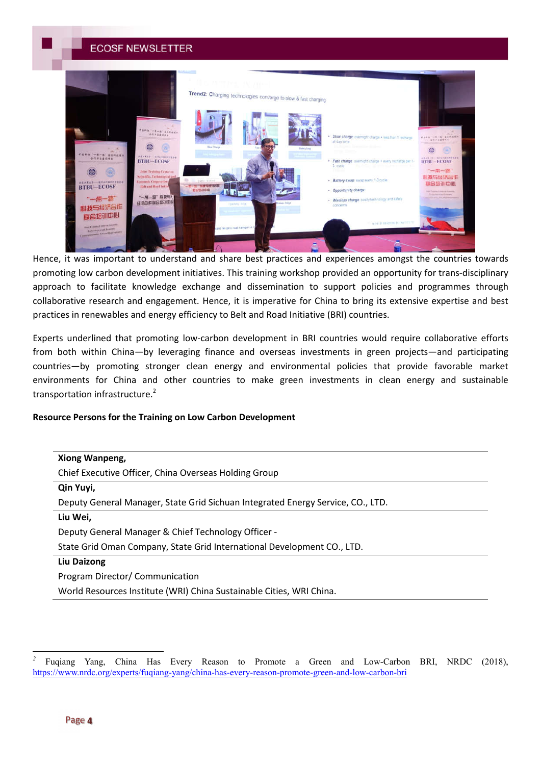Hence, it was important to understand and share best practices and experiences amongst the countries towards promoting low carbon development initiatives. This training workshop provided an opportunity for trans-disciplinary approach to facilitate knowledge exchange and dissemination to support policies and programmes through collaborative research and engagement. Hence, it is imperative for China to bring its extensive expertise and best practices in renewables and energy efficiency to Belt and Road Initiative (BRI) countries.

Experts underlined that promoting low-carbon development in BRI countries would require collaborative efforts from both within China—by leveraging finance and overseas investments in green projects—and participating countries—by promoting stronger clean energy and environmental policies that provide favorable market environments for China and other countries to make green investments in clean energy and sustainable transportation infrastructure.[2]

**Resource Persons for the Training on Low Carbon Development**

**Xiong Wanpeng,**
Chief Executive Officer, China Overseas Holding Group

**Qin Yuyi,**
Deputy General Manager, State Grid Sichuan Integrated Energy Service, CO., LTD.

**Liu Wei,**
Deputy General Manager & Chief Technology Officer -
State Grid Oman Company, State Grid International Development CO., LTD.

**Liu Daizong**
Program Director/ Communication
World Resources Institute (WRI) China Sustainable Cities, WRI China.

---

[2] Fuqiang Yang, China Has Every Reason to Promote a Green and Low-Carbon BRI, NRDC (2018), https://www.nrdc.org/experts/fuqiang-yang/china-has-every-reason-promote-green-and-low-carbon-bri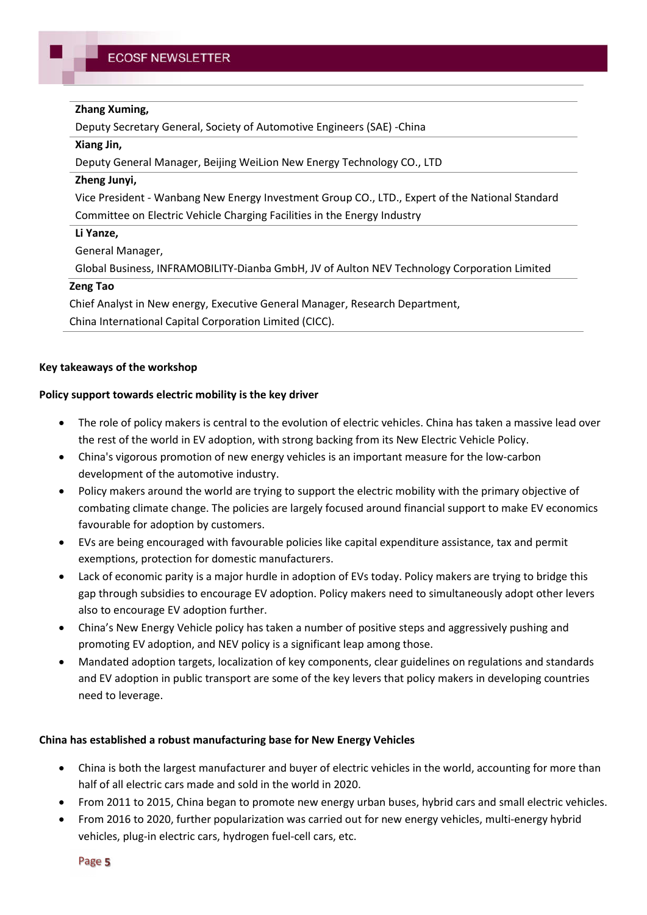**Zhang Xuming,**

Deputy Secretary General, Society of Automotive Engineers (SAE) -China

**Xiang Jin,**

Deputy General Manager, Beijing WeiLion New Energy Technology CO., LTD

**Zheng Junyi,**

Vice President - Wanbang New Energy Investment Group CO., LTD., Expert of the National Standard Committee on Electric Vehicle Charging Facilities in the Energy Industry

**Li Yanze,**

General Manager,

Global Business, INFRAMOBILITY-Dianba GmbH, JV of Aulton NEV Technology Corporation Limited

**Zeng Tao**

Chief Analyst in New energy, Executive General Manager, Research Department,

China International Capital Corporation Limited (CICC).

**Key takeaways of the workshop**

**Policy support towards electric mobility is the key driver**

- The role of policy makers is central to the evolution of electric vehicles. China has taken a massive lead over the rest of the world in EV adoption, with strong backing from its New Electric Vehicle Policy.
- China's vigorous promotion of new energy vehicles is an important measure for the low-carbon development of the automotive industry.
- Policy makers around the world are trying to support the electric mobility with the primary objective of combating climate change. The policies are largely focused around financial support to make EV economics favourable for adoption by customers.
- EVs are being encouraged with favourable policies like capital expenditure assistance, tax and permit exemptions, protection for domestic manufacturers.
- Lack of economic parity is a major hurdle in adoption of EVs today. Policy makers are trying to bridge this gap through subsidies to encourage EV adoption. Policy makers need to simultaneously adopt other levers also to encourage EV adoption further.
- China's New Energy Vehicle policy has taken a number of positive steps and aggressively pushing and promoting EV adoption, and NEV policy is a significant leap among those.
- Mandated adoption targets, localization of key components, clear guidelines on regulations and standards and EV adoption in public transport are some of the key levers that policy makers in developing countries need to leverage.

**China has established a robust manufacturing base for New Energy Vehicles**

- China is both the largest manufacturer and buyer of electric vehicles in the world, accounting for more than half of all electric cars made and sold in the world in 2020.
- From 2011 to 2015, China began to promote new energy urban buses, hybrid cars and small electric vehicles.
- From 2016 to 2020, further popularization was carried out for new energy vehicles, multi-energy hybrid vehicles, plug-in electric cars, hydrogen fuel-cell cars, etc.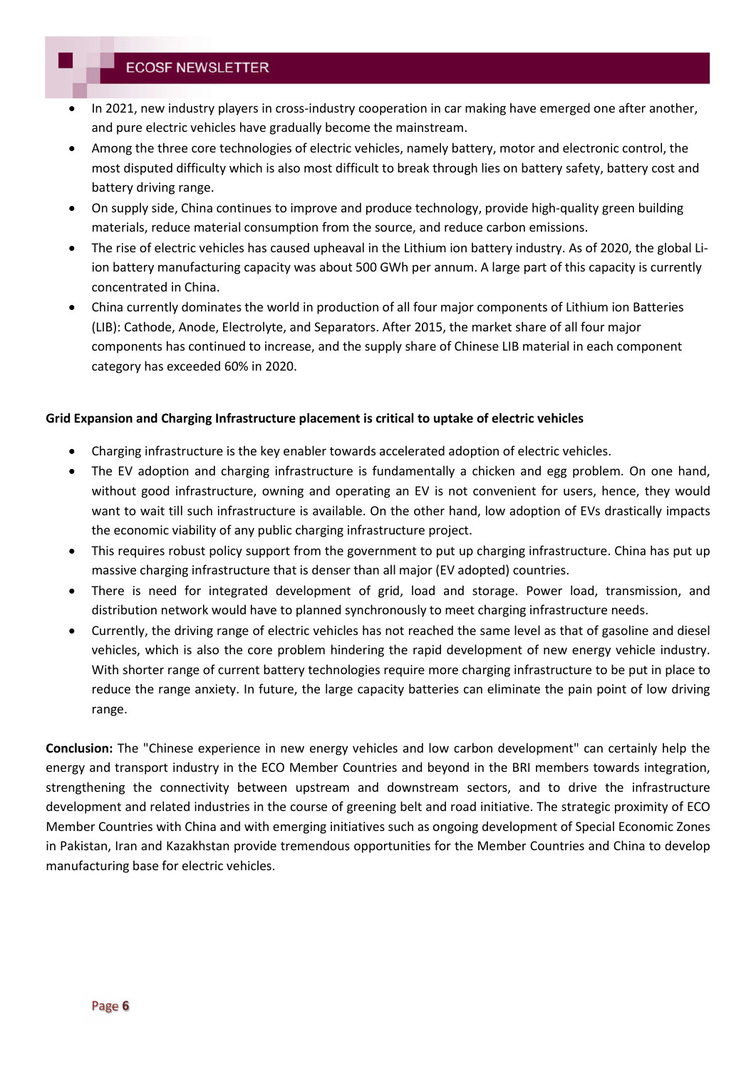- In 2021, new industry players in cross-industry cooperation in car making have emerged one after another, and pure electric vehicles have gradually become the mainstream.
- Among the three core technologies of electric vehicles, namely battery, motor and electronic control, the most disputed difficulty which is also most difficult to break through lies on battery safety, battery cost and battery driving range.
- On supply side, China continues to improve and produce technology, provide high-quality green building materials, reduce material consumption from the source, and reduce carbon emissions.
- The rise of electric vehicles has caused upheaval in the Lithium ion battery industry. As of 2020, the global Li-ion battery manufacturing capacity was about 500 GWh per annum. A large part of this capacity is currently concentrated in China.
- China currently dominates the world in production of all four major components of Lithium ion Batteries (LIB): Cathode, Anode, Electrolyte, and Separators. After 2015, the market share of all four major components has continued to increase, and the supply share of Chinese LIB material in each component category has exceeded 60% in 2020.

**Grid Expansion and Charging Infrastructure placement is critical to uptake of electric vehicles**

- Charging infrastructure is the key enabler towards accelerated adoption of electric vehicles.
- The EV adoption and charging infrastructure is fundamentally a chicken and egg problem. On one hand, without good infrastructure, owning and operating an EV is not convenient for users, hence, they would want to wait till such infrastructure is available. On the other hand, low adoption of EVs drastically impacts the economic viability of any public charging infrastructure project.
- This requires robust policy support from the government to put up charging infrastructure. China has put up massive charging infrastructure that is denser than all major (EV adopted) countries.
- There is need for integrated development of grid, load and storage. Power load, transmission, and distribution network would have to planned synchronously to meet charging infrastructure needs.
- Currently, the driving range of electric vehicles has not reached the same level as that of gasoline and diesel vehicles, which is also the core problem hindering the rapid development of new energy vehicle industry. With shorter range of current battery technologies require more charging infrastructure to be put in place to reduce the range anxiety. In future, the large capacity batteries can eliminate the pain point of low driving range.

**Conclusion:** The "Chinese experience in new energy vehicles and low carbon development" can certainly help the energy and transport industry in the ECO Member Countries and beyond in the BRI members towards integration, strengthening the connectivity between upstream and downstream sectors, and to drive the infrastructure development and related industries in the course of greening belt and road initiative. The strategic proximity of ECO Member Countries with China and with emerging initiatives such as ongoing development of Special Economic Zones in Pakistan, Iran and Kazakhstan provide tremendous opportunities for the Member Countries and China to develop manufacturing base for electric vehicles.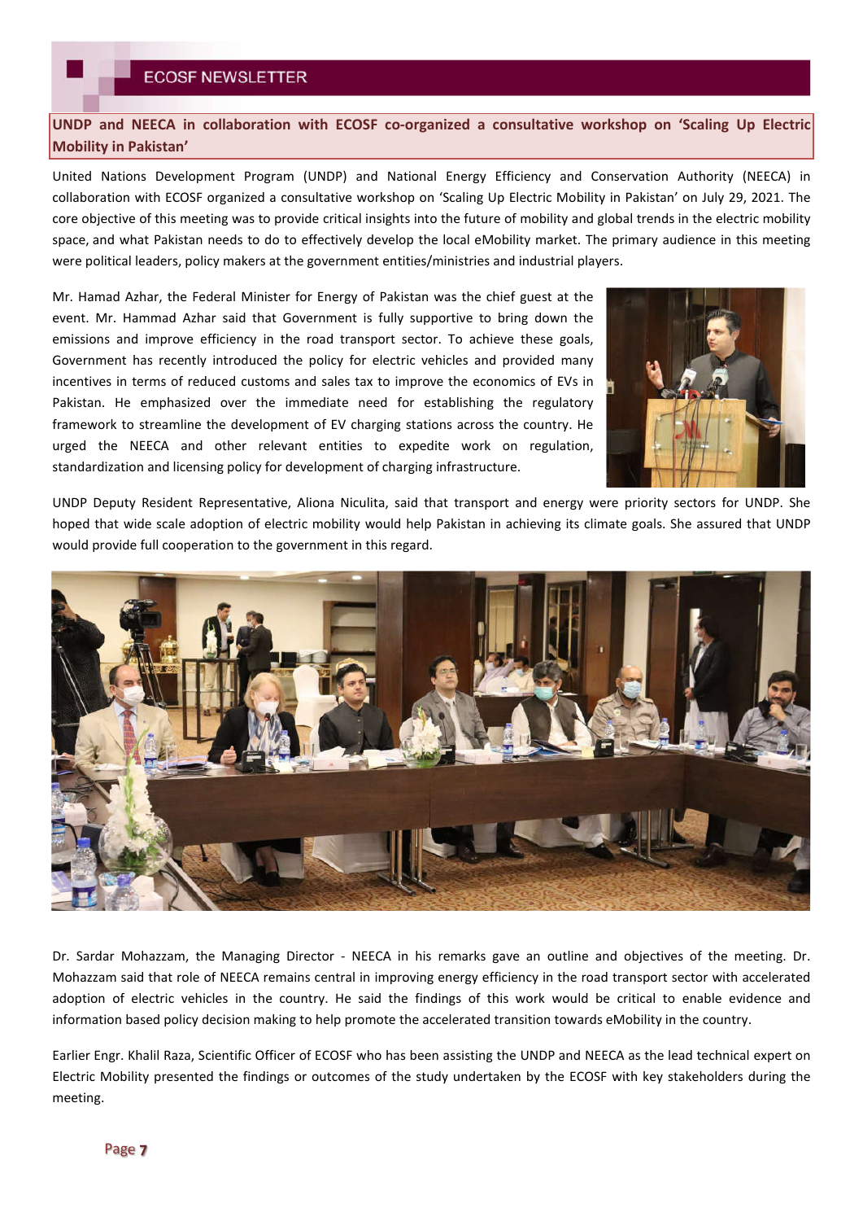## UNDP and NEECA in collaboration with ECOSF co-organized a consultative workshop on 'Scaling Up Electric Mobility in Pakistan'

United Nations Development Program (UNDP) and National Energy Efficiency and Conservation Authority (NEECA) in collaboration with ECOSF organized a consultative workshop on 'Scaling Up Electric Mobility in Pakistan' on July 29, 2021. The core objective of this meeting was to provide critical insights into the future of mobility and global trends in the electric mobility space, and what Pakistan needs to do to effectively develop the local eMobility market. The primary audience in this meeting were political leaders, policy makers at the government entities/ministries and industrial players.

Mr. Hamad Azhar, the Federal Minister for Energy of Pakistan was the chief guest at the event. Mr. Hammad Azhar said that Government is fully supportive to bring down the emissions and improve efficiency in the road transport sector. To achieve these goals, Government has recently introduced the policy for electric vehicles and provided many incentives in terms of reduced customs and sales tax to improve the economics of EVs in Pakistan. He emphasized over the immediate need for establishing the regulatory framework to streamline the development of EV charging stations across the country. He urged the NEECA and other relevant entities to expedite work on regulation, standardization and licensing policy for development of charging infrastructure.

UNDP Deputy Resident Representative, Aliona Niculita, said that transport and energy were priority sectors for UNDP. She hoped that wide scale adoption of electric mobility would help Pakistan in achieving its climate goals. She assured that UNDP would provide full cooperation to the government in this regard.

Dr. Sardar Mohazzam, the Managing Director - NEECA in his remarks gave an outline and objectives of the meeting. Dr. Mohazzam said that role of NEECA remains central in improving energy efficiency in the road transport sector with accelerated adoption of electric vehicles in the country. He said the findings of this work would be critical to enable evidence and information based policy decision making to help promote the accelerated transition towards eMobility in the country.

Earlier Engr. Khalil Raza, Scientific Officer of ECOSF who has been assisting the UNDP and NEECA as the lead technical expert on Electric Mobility presented the findings or outcomes of the study undertaken by the ECOSF with key stakeholders during the meeting.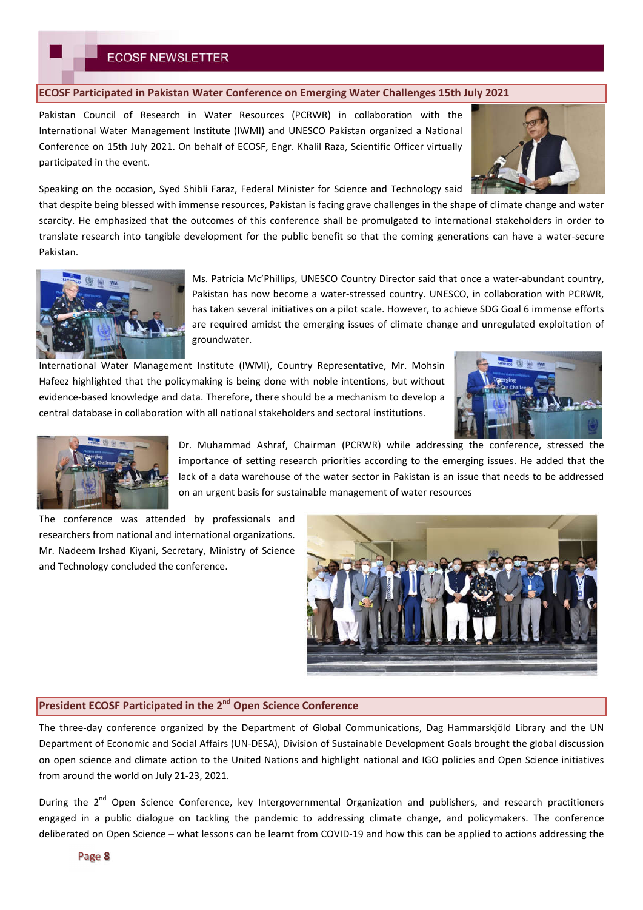## ECOSF Participated in Pakistan Water Conference on Emerging Water Challenges 15th July 2021

Pakistan Council of Research in Water Resources (PCRWR) in collaboration with the International Water Management Institute (IWMI) and UNESCO Pakistan organized a National Conference on 15th July 2021. On behalf of ECOSF, Engr. Khalil Raza, Scientific Officer virtually participated in the event.

Speaking on the occasion, Syed Shibli Faraz, Federal Minister for Science and Technology said that despite being blessed with immense resources, Pakistan is facing grave challenges in the shape of climate change and water scarcity. He emphasized that the outcomes of this conference shall be promulgated to international stakeholders in order to translate research into tangible development for the public benefit so that the coming generations can have a water-secure Pakistan.

Ms. Patricia Mc'Phillips, UNESCO Country Director said that once a water-abundant country, Pakistan has now become a water-stressed country. UNESCO, in collaboration with PCRWR, has taken several initiatives on a pilot scale. However, to achieve SDG Goal 6 immense efforts are required amidst the emerging issues of climate change and unregulated exploitation of groundwater.

International Water Management Institute (IWMI), Country Representative, Mr. Mohsin Hafeez highlighted that the policymaking is being done with noble intentions, but without evidence-based knowledge and data. Therefore, there should be a mechanism to develop a central database in collaboration with all national stakeholders and sectoral institutions.

Dr. Muhammad Ashraf, Chairman (PCRWR) while addressing the conference, stressed the importance of setting research priorities according to the emerging issues. He added that the lack of a data warehouse of the water sector in Pakistan is an issue that needs to be addressed on an urgent basis for sustainable management of water resources

The conference was attended by professionals and researchers from national and international organizations. Mr. Nadeem Irshad Kiyani, Secretary, Ministry of Science and Technology concluded the conference.

## President ECOSF Participated in the 2nd Open Science Conference

The three-day conference organized by the Department of Global Communications, Dag Hammarskjöld Library and the UN Department of Economic and Social Affairs (UN-DESA), Division of Sustainable Development Goals brought the global discussion on open science and climate action to the United Nations and highlight national and IGO policies and Open Science initiatives from around the world on July 21-23, 2021.

During the 2nd Open Science Conference, key Intergovernmental Organization and publishers, and research practitioners engaged in a public dialogue on tackling the pandemic to addressing climate change, and policymakers. The conference deliberated on Open Science – what lessons can be learnt from COVID-19 and how this can be applied to actions addressing the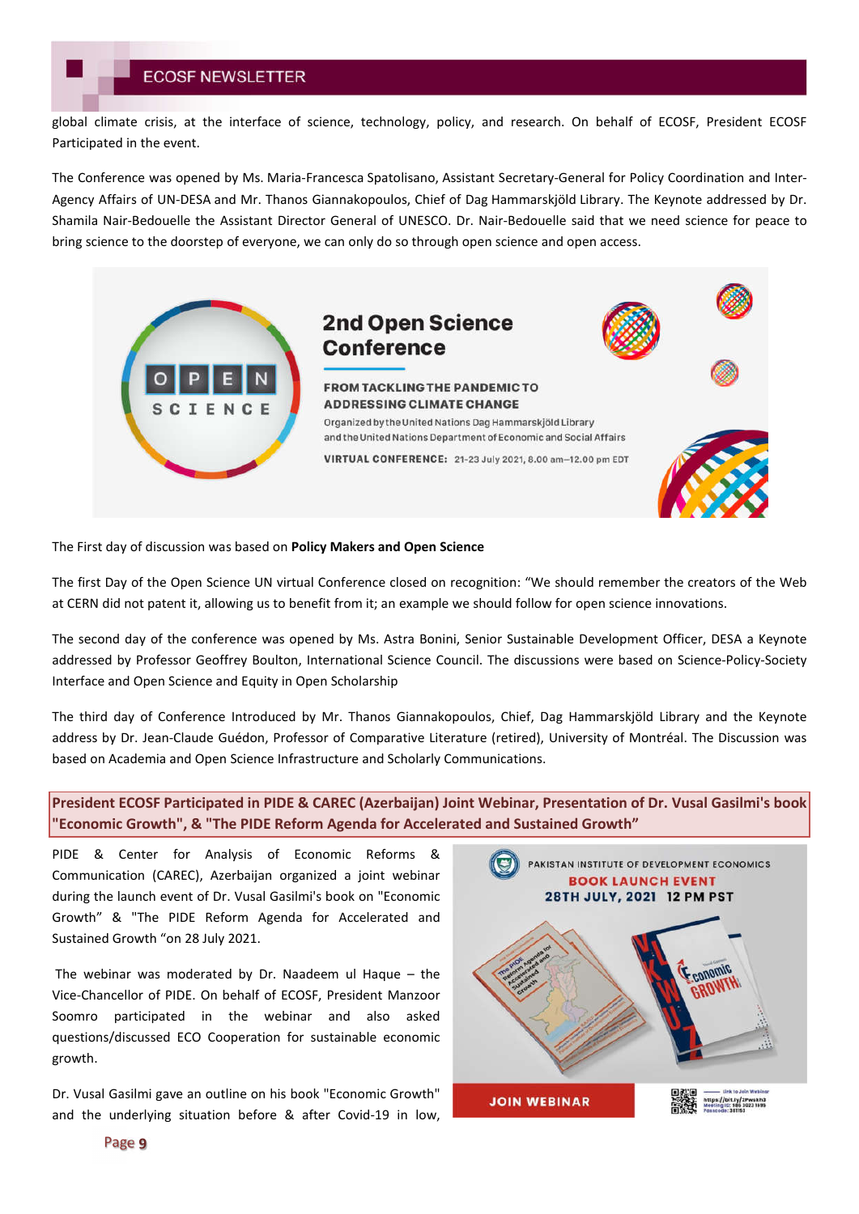global climate crisis, at the interface of science, technology, policy, and research. On behalf of ECOSF, President ECOSF Participated in the event.

The Conference was opened by Ms. Maria-Francesca Spatolisano, Assistant Secretary-General for Policy Coordination and Inter-Agency Affairs of UN-DESA and Mr. Thanos Giannakopoulos, Chief of Dag Hammarskjöld Library. The Keynote addressed by Dr. Shamila Nair-Bedouelle the Assistant Director General of UNESCO. Dr. Nair-Bedouelle said that we need science for peace to bring science to the doorstep of everyone, we can only do so through open science and open access.

OPEN SCIENCE

**2nd Open Science Conference**

**FROM TACKLING THE PANDEMIC TO ADDRESSING CLIMATE CHANGE**

Organized by the United Nations Dag Hammarskjöld Library and the United Nations Department of Economic and Social Affairs

**VIRTUAL CONFERENCE:** 21-23 July 2021, 8.00 am–12.00 pm EDT

The First day of discussion was based on **Policy Makers and Open Science**

The first Day of the Open Science UN virtual Conference closed on recognition: "We should remember the creators of the Web at CERN did not patent it, allowing us to benefit from it; an example we should follow for open science innovations.

The second day of the conference was opened by Ms. Astra Bonini, Senior Sustainable Development Officer, DESA a Keynote addressed by Professor Geoffrey Boulton, International Science Council. The discussions were based on Science-Policy-Society Interface and Open Science and Equity in Open Scholarship

The third day of Conference Introduced by Mr. Thanos Giannakopoulos, Chief, Dag Hammarskjöld Library and the Keynote address by Dr. Jean-Claude Guédon, Professor of Comparative Literature (retired), University of Montréal. The Discussion was based on Academia and Open Science Infrastructure and Scholarly Communications.

## President ECOSF Participated in PIDE & CAREC (Azerbaijan) Joint Webinar, Presentation of Dr. Vusal Gasilmi's book "Economic Growth", & "The PIDE Reform Agenda for Accelerated and Sustained Growth"

PIDE & Center for Analysis of Economic Reforms & Communication (CAREC), Azerbaijan organized a joint webinar during the launch event of Dr. Vusal Gasilmi's book on "Economic Growth" & "The PIDE Reform Agenda for Accelerated and Sustained Growth "on 28 July 2021.

The webinar was moderated by Dr. Naadeem ul Haque – the Vice-Chancellor of PIDE. On behalf of ECOSF, President Manzoor Soomro participated in the webinar and also asked questions/discussed ECO Cooperation for sustainable economic growth.

PAKISTAN INSTITUTE OF DEVELOPMENT ECONOMICS

**BOOK LAUNCH EVENT**

**28TH JULY, 2021 12 PM PST**

**JOIN WEBINAR**

Dr. Vusal Gasilmi gave an outline on his book "Economic Growth" and the underlying situation before & after Covid-19 in low,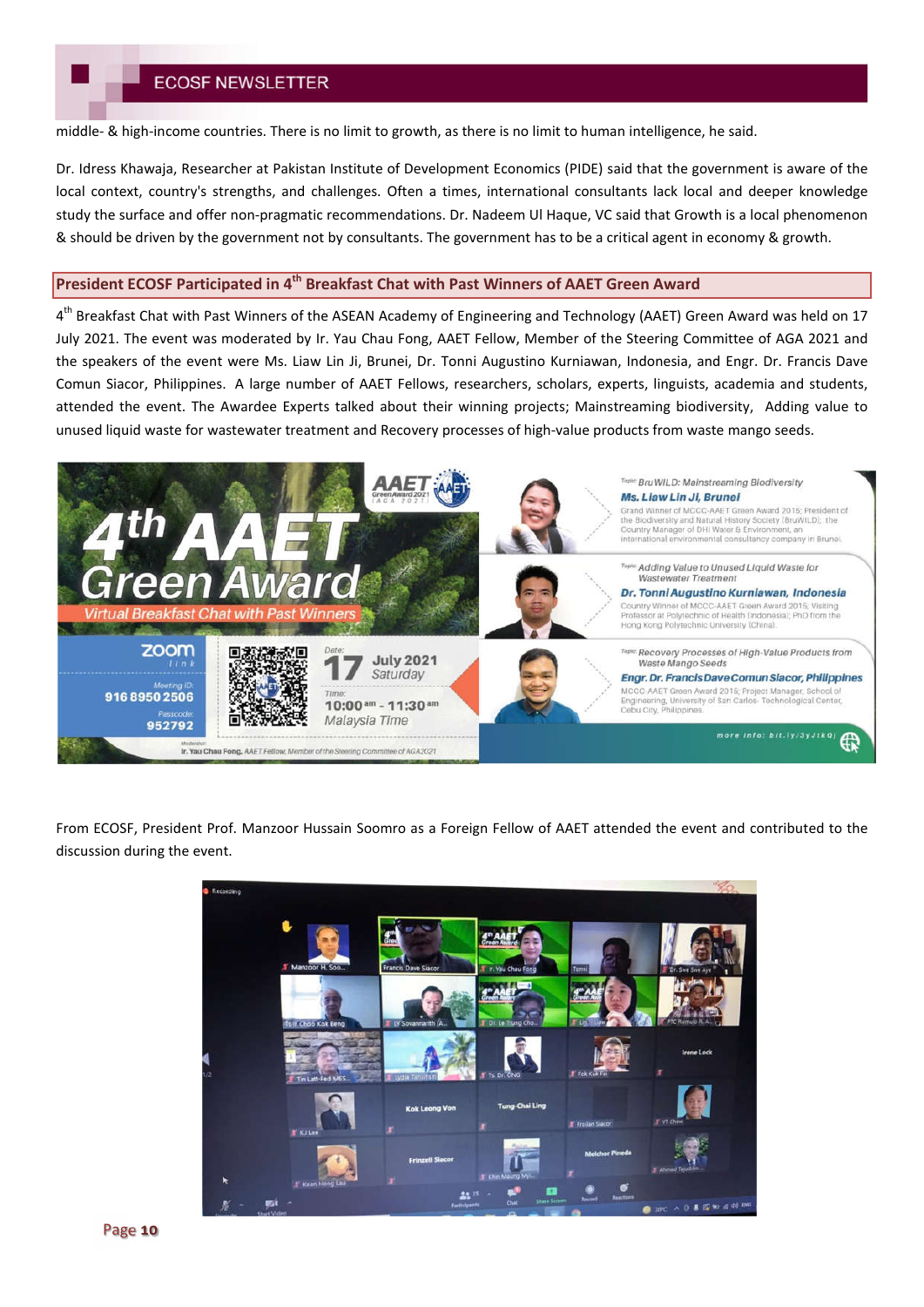middle- & high-income countries. There is no limit to growth, as there is no limit to human intelligence, he said.

Dr. Idress Khawaja, Researcher at Pakistan Institute of Development Economics (PIDE) said that the government is aware of the local context, country's strengths, and challenges. Often a times, international consultants lack local and deeper knowledge study the surface and offer non-pragmatic recommendations. Dr. Nadeem Ul Haque, VC said that Growth is a local phenomenon & should be driven by the government not by consultants. The government has to be a critical agent in economy & growth.

## President ECOSF Participated in 4th Breakfast Chat with Past Winners of AAET Green Award

4th Breakfast Chat with Past Winners of the ASEAN Academy of Engineering and Technology (AAET) Green Award was held on 17 July 2021. The event was moderated by Ir. Yau Chau Fong, AAET Fellow, Member of the Steering Committee of AGA 2021 and the speakers of the event were Ms. Liaw Lin Ji, Brunei, Dr. Tonni Augustino Kurniawan, Indonesia, and Engr. Dr. Francis Dave Comun Siacor, Philippines. A large number of AAET Fellows, researchers, scholars, experts, linguists, academia and students, attended the event. The Awardee Experts talked about their winning projects; Mainstreaming biodiversity, Adding value to unused liquid waste for wastewater treatment and Recovery processes of high-value products from waste mango seeds.

From ECOSF, President Prof. Manzoor Hussain Soomro as a Foreign Fellow of AAET attended the event and contributed to the discussion during the event.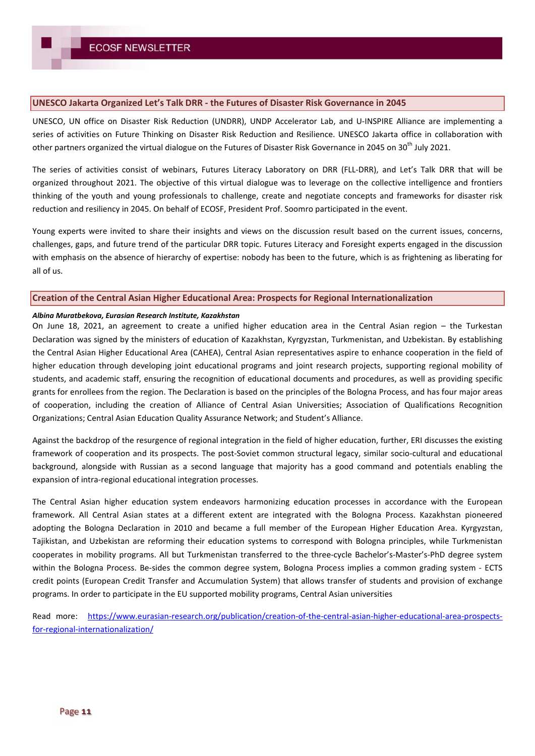## UNESCO Jakarta Organized Let's Talk DRR - the Futures of Disaster Risk Governance in 2045

UNESCO, UN office on Disaster Risk Reduction (UNDRR), UNDP Accelerator Lab, and U-INSPIRE Alliance are implementing a series of activities on Future Thinking on Disaster Risk Reduction and Resilience. UNESCO Jakarta office in collaboration with other partners organized the virtual dialogue on the Futures of Disaster Risk Governance in 2045 on 30th July 2021.

The series of activities consist of webinars, Futures Literacy Laboratory on DRR (FLL-DRR), and Let's Talk DRR that will be organized throughout 2021. The objective of this virtual dialogue was to leverage on the collective intelligence and frontiers thinking of the youth and young professionals to challenge, create and negotiate concepts and frameworks for disaster risk reduction and resiliency in 2045. On behalf of ECOSF, President Prof. Soomro participated in the event.

Young experts were invited to share their insights and views on the discussion result based on the current issues, concerns, challenges, gaps, and future trend of the particular DRR topic. Futures Literacy and Foresight experts engaged in the discussion with emphasis on the absence of hierarchy of expertise: nobody has been to the future, which is as frightening as liberating for all of us.

## Creation of the Central Asian Higher Educational Area: Prospects for Regional Internationalization

***Albina Muratbekova, Eurasian Research Institute, Kazakhstan***

On June 18, 2021, an agreement to create a unified higher education area in the Central Asian region – the Turkestan Declaration was signed by the ministers of education of Kazakhstan, Kyrgyzstan, Turkmenistan, and Uzbekistan. By establishing the Central Asian Higher Educational Area (CAHEA), Central Asian representatives aspire to enhance cooperation in the field of higher education through developing joint educational programs and joint research projects, supporting regional mobility of students, and academic staff, ensuring the recognition of educational documents and procedures, as well as providing specific grants for enrollees from the region. The Declaration is based on the principles of the Bologna Process, and has four major areas of cooperation, including the creation of Alliance of Central Asian Universities; Association of Qualifications Recognition Organizations; Central Asian Education Quality Assurance Network; and Student's Alliance.

Against the backdrop of the resurgence of regional integration in the field of higher education, further, ERI discusses the existing framework of cooperation and its prospects. The post-Soviet common structural legacy, similar socio-cultural and educational background, alongside with Russian as a second language that majority has a good command and potentials enabling the expansion of intra-regional educational integration processes.

The Central Asian higher education system endeavors harmonizing education processes in accordance with the European framework. All Central Asian states at a different extent are integrated with the Bologna Process. Kazakhstan pioneered adopting the Bologna Declaration in 2010 and became a full member of the European Higher Education Area. Kyrgyzstan, Tajikistan, and Uzbekistan are reforming their education systems to correspond with Bologna principles, while Turkmenistan cooperates in mobility programs. All but Turkmenistan transferred to the three-cycle Bachelor's-Master's-PhD degree system within the Bologna Process. Be-sides the common degree system, Bologna Process implies a common grading system - ECTS credit points (European Credit Transfer and Accumulation System) that allows transfer of students and provision of exchange programs. In order to participate in the EU supported mobility programs, Central Asian universities

Read more: https://www.eurasian-research.org/publication/creation-of-the-central-asian-higher-educational-area-prospects-for-regional-internationalization/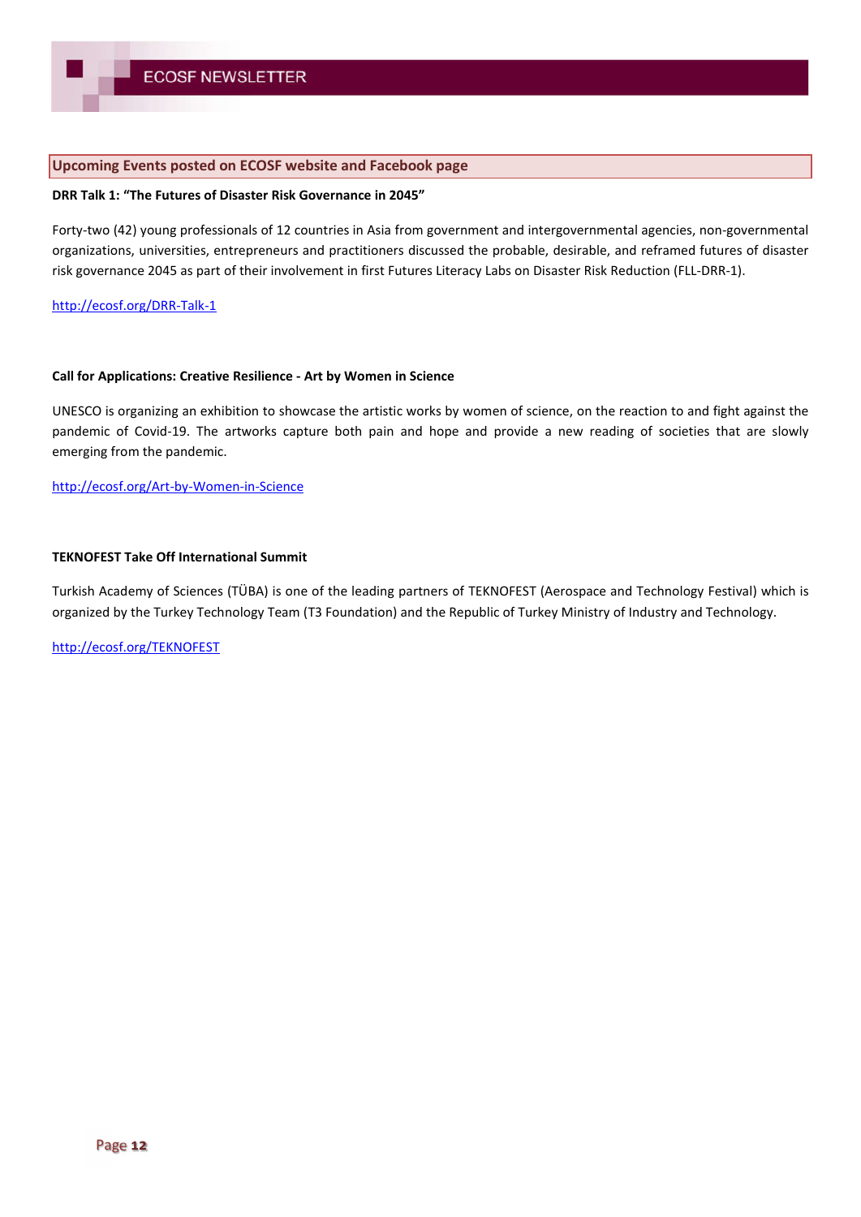## Upcoming Events posted on ECOSF website and Facebook page

**DRR Talk 1: "The Futures of Disaster Risk Governance in 2045"**

Forty-two (42) young professionals of 12 countries in Asia from government and intergovernmental agencies, non-governmental organizations, universities, entrepreneurs and practitioners discussed the probable, desirable, and reframed futures of disaster risk governance 2045 as part of their involvement in first Futures Literacy Labs on Disaster Risk Reduction (FLL-DRR-1).

http://ecosf.org/DRR-Talk-1

**Call for Applications: Creative Resilience - Art by Women in Science**

UNESCO is organizing an exhibition to showcase the artistic works by women of science, on the reaction to and fight against the pandemic of Covid-19. The artworks capture both pain and hope and provide a new reading of societies that are slowly emerging from the pandemic.

http://ecosf.org/Art-by-Women-in-Science

**TEKNOFEST Take Off International Summit**

Turkish Academy of Sciences (TÜBA) is one of the leading partners of TEKNOFEST (Aerospace and Technology Festival) which is organized by the Turkey Technology Team (T3 Foundation) and the Republic of Turkey Ministry of Industry and Technology.

http://ecosf.org/TEKNOFEST